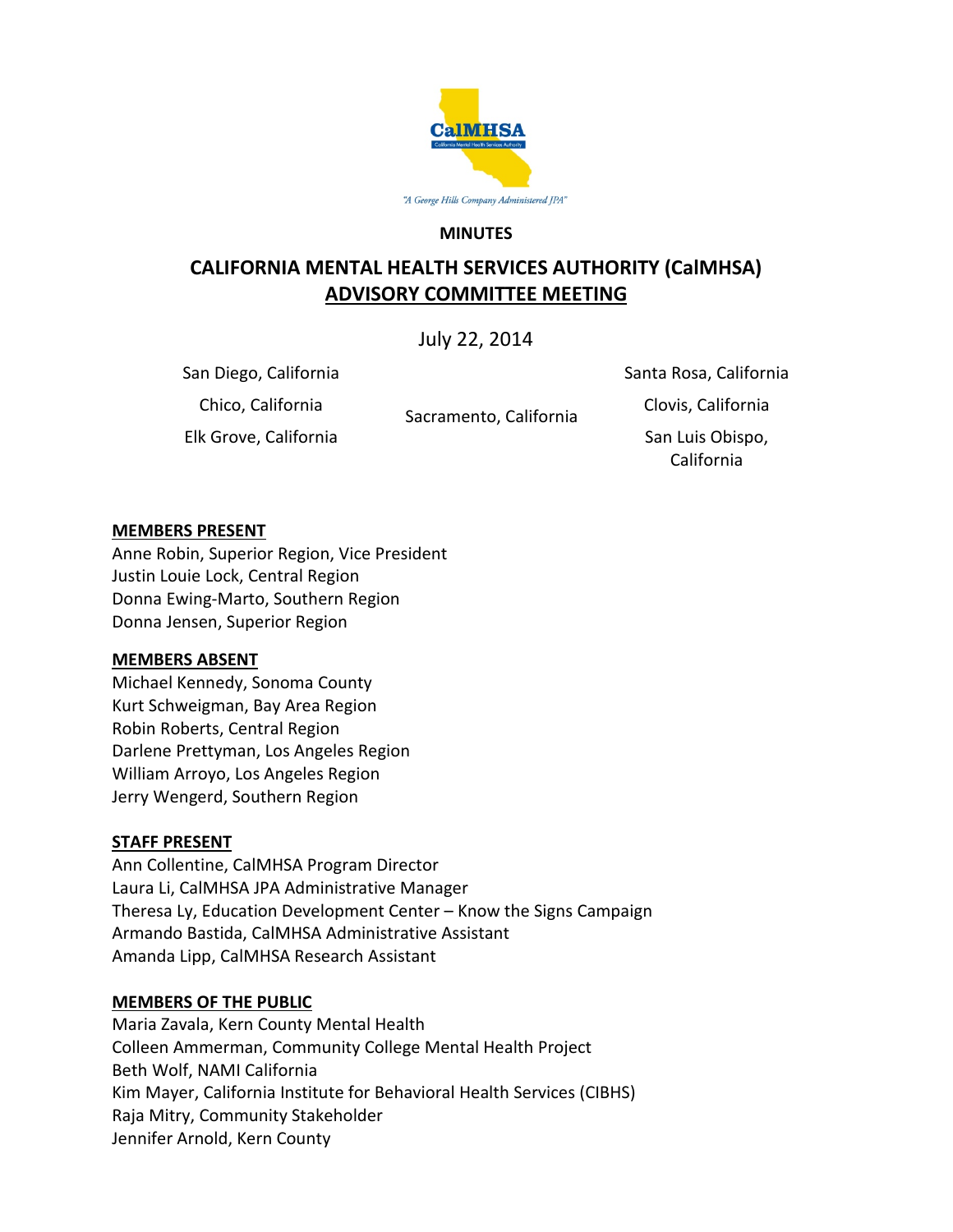CalMHSA

*"A George Hills Company Administered JPA"*

**MINUTES**

# CALIFORNIA MENTAL HEALTH SERVICES AUTHORITY (CalMHSA)
## ADVISORY COMMITTEE MEETING

July 22, 2014

San Diego, California
Chico, California
Elk Grove, California
Sacramento, California
Santa Rosa, California
Clovis, California
San Luis Obispo, California

### MEMBERS PRESENT

Anne Robin, Superior Region, Vice President
Justin Louie Lock, Central Region
Donna Ewing-Marto, Southern Region
Donna Jensen, Superior Region

### MEMBERS ABSENT

Michael Kennedy, Sonoma County
Kurt Schweigman, Bay Area Region
Robin Roberts, Central Region
Darlene Prettyman, Los Angeles Region
William Arroyo, Los Angeles Region
Jerry Wengerd, Southern Region

### STAFF PRESENT

Ann Collentine, CalMHSA Program Director
Laura Li, CalMHSA JPA Administrative Manager
Theresa Ly, Education Development Center – Know the Signs Campaign
Armando Bastida, CalMHSA Administrative Assistant
Amanda Lipp, CalMHSA Research Assistant

### MEMBERS OF THE PUBLIC

Maria Zavala, Kern County Mental Health
Colleen Ammerman, Community College Mental Health Project
Beth Wolf, NAMI California
Kim Mayer, California Institute for Behavioral Health Services (CIBHS)
Raja Mitry, Community Stakeholder
Jennifer Arnold, Kern County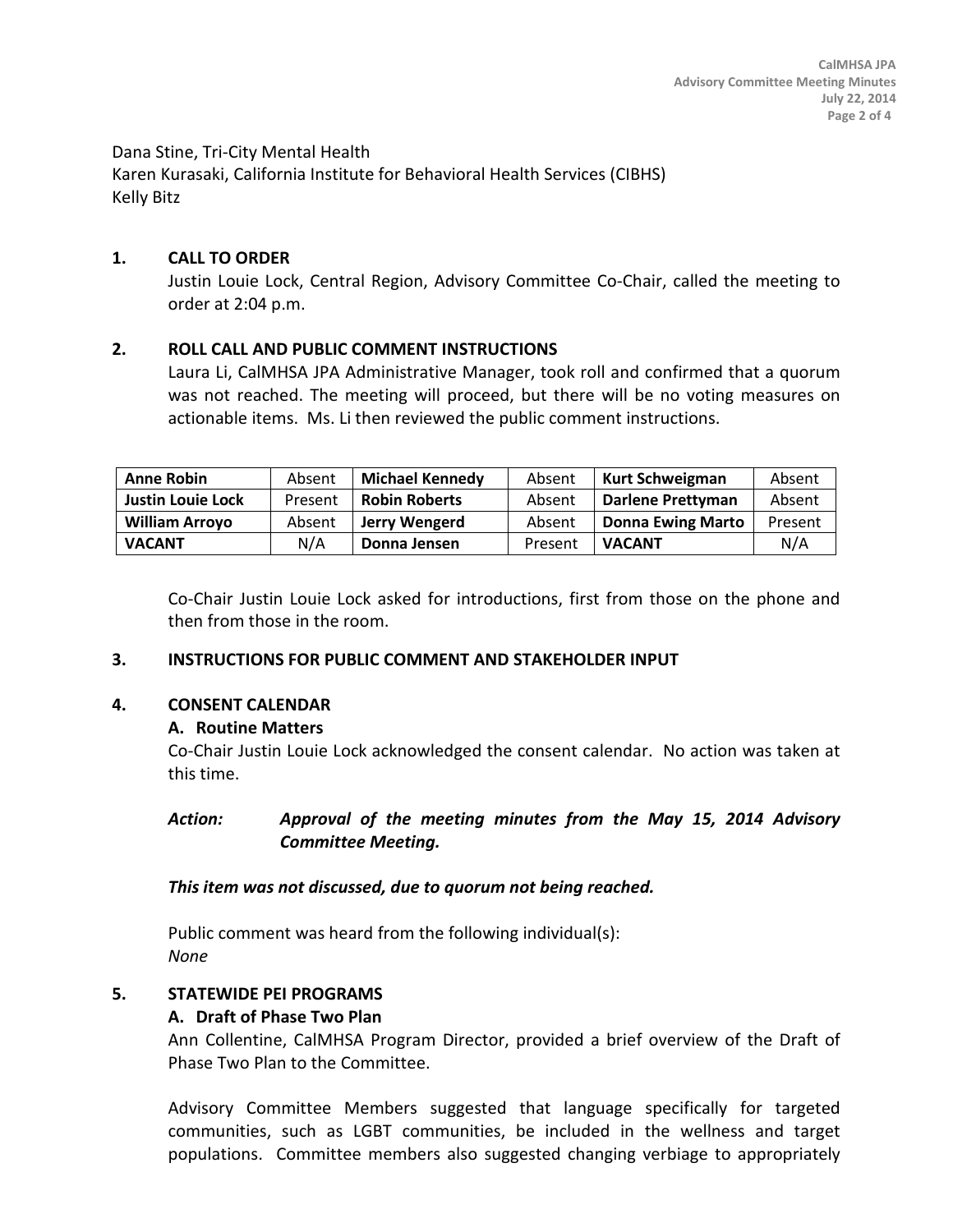Dana Stine, Tri-City Mental Health
Karen Kurasaki, California Institute for Behavioral Health Services (CIBHS)
Kelly Bitz

## 1. CALL TO ORDER

Justin Louie Lock, Central Region, Advisory Committee Co-Chair, called the meeting to order at 2:04 p.m.

## 2. ROLL CALL AND PUBLIC COMMENT INSTRUCTIONS

Laura Li, CalMHSA JPA Administrative Manager, took roll and confirmed that a quorum was not reached. The meeting will proceed, but there will be no voting measures on actionable items. Ms. Li then reviewed the public comment instructions.

| **Anne Robin** | Absent | **Michael Kennedy** | Absent | **Kurt Schweigman** | Absent |
|---|---|---|---|---|---|
| **Justin Louie Lock** | Present | **Robin Roberts** | Absent | **Darlene Prettyman** | Absent |
| **William Arroyo** | Absent | **Jerry Wengerd** | Absent | **Donna Ewing Marto** | Present |
| **VACANT** | N/A | **Donna Jensen** | Present | **VACANT** | N/A |

Co-Chair Justin Louie Lock asked for introductions, first from those on the phone and then from those in the room.

## 3. INSTRUCTIONS FOR PUBLIC COMMENT AND STAKEHOLDER INPUT

## 4. CONSENT CALENDAR

### A. Routine Matters

Co-Chair Justin Louie Lock acknowledged the consent calendar. No action was taken at this time.

***Action:*** ***Approval of the meeting minutes from the May 15, 2014 Advisory Committee Meeting.***

***This item was not discussed, due to quorum not being reached.***

Public comment was heard from the following individual(s):
*None*

## 5. STATEWIDE PEI PROGRAMS

### A. Draft of Phase Two Plan

Ann Collentine, CalMHSA Program Director, provided a brief overview of the Draft of Phase Two Plan to the Committee.

Advisory Committee Members suggested that language specifically for targeted communities, such as LGBT communities, be included in the wellness and target populations. Committee members also suggested changing verbiage to appropriately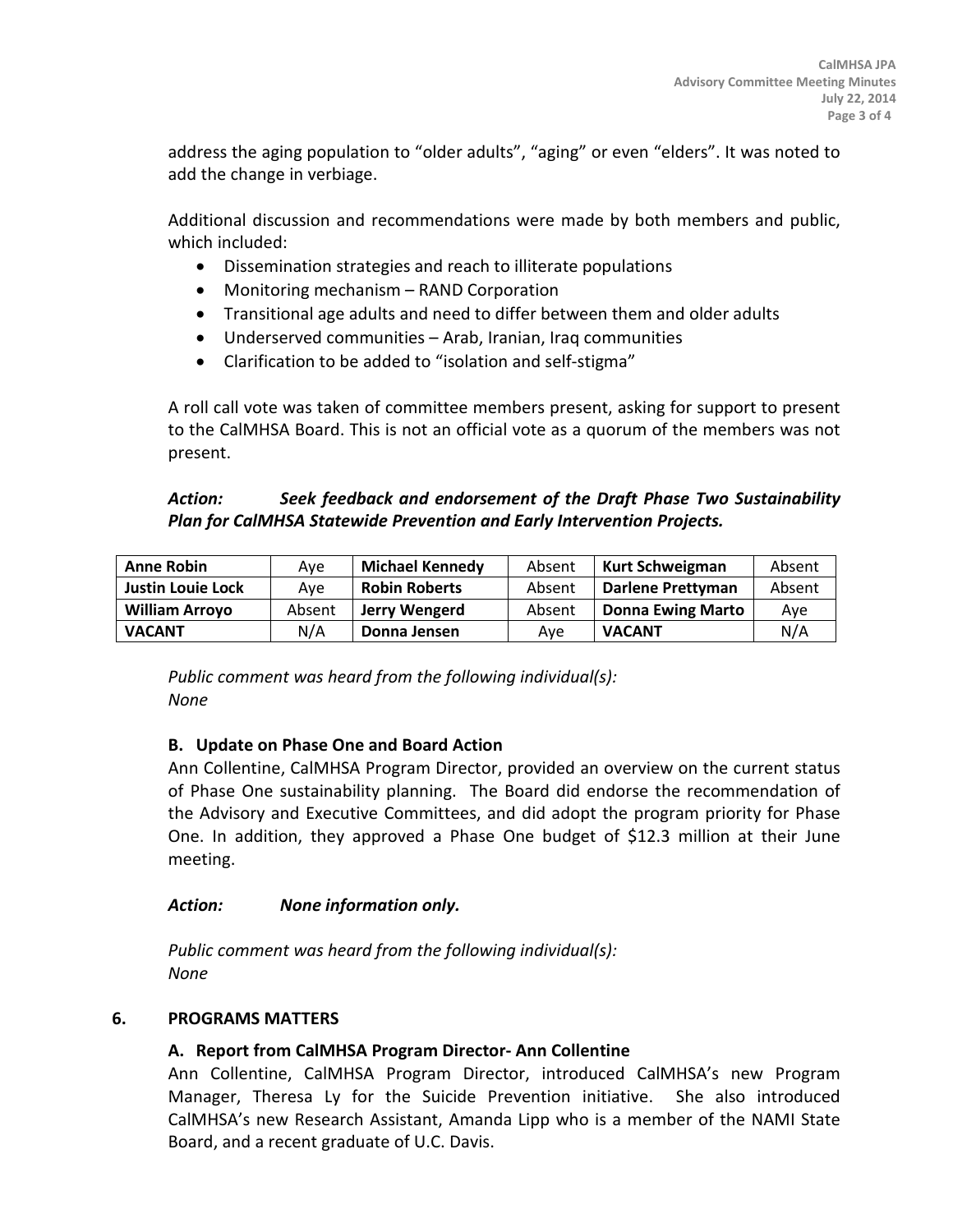address the aging population to “older adults”, “aging” or even “elders”. It was noted to add the change in verbiage.

Additional discussion and recommendations were made by both members and public, which included:

- Dissemination strategies and reach to illiterate populations
- Monitoring mechanism – RAND Corporation
- Transitional age adults and need to differ between them and older adults
- Underserved communities – Arab, Iranian, Iraq communities
- Clarification to be added to “isolation and self-stigma”

A roll call vote was taken of committee members present, asking for support to present to the CalMHSA Board. This is not an official vote as a quorum of the members was not present.

***Action: Seek feedback and endorsement of the Draft Phase Two Sustainability Plan for CalMHSA Statewide Prevention and Early Intervention Projects.***

| **Anne Robin** | Aye | **Michael Kennedy** | Absent | **Kurt Schweigman** | Absent |
|---|---|---|---|---|---|
| **Justin Louie Lock** | Aye | **Robin Roberts** | Absent | **Darlene Prettyman** | Absent |
| **William Arroyo** | Absent | **Jerry Wengerd** | Absent | **Donna Ewing Marto** | Aye |
| **VACANT** | N/A | **Donna Jensen** | Aye | **VACANT** | N/A |

*Public comment was heard from the following individual(s):*
*None*

### B. Update on Phase One and Board Action

Ann Collentine, CalMHSA Program Director, provided an overview on the current status of Phase One sustainability planning. The Board did endorse the recommendation of the Advisory and Executive Committees, and did adopt the program priority for Phase One. In addition, they approved a Phase One budget of $12.3 million at their June meeting.

***Action: None information only.***

*Public comment was heard from the following individual(s):*
*None*

## 6. PROGRAMS MATTERS

### A. Report from CalMHSA Program Director- Ann Collentine

Ann Collentine, CalMHSA Program Director, introduced CalMHSA’s new Program Manager, Theresa Ly for the Suicide Prevention initiative. She also introduced CalMHSA’s new Research Assistant, Amanda Lipp who is a member of the NAMI State Board, and a recent graduate of U.C. Davis.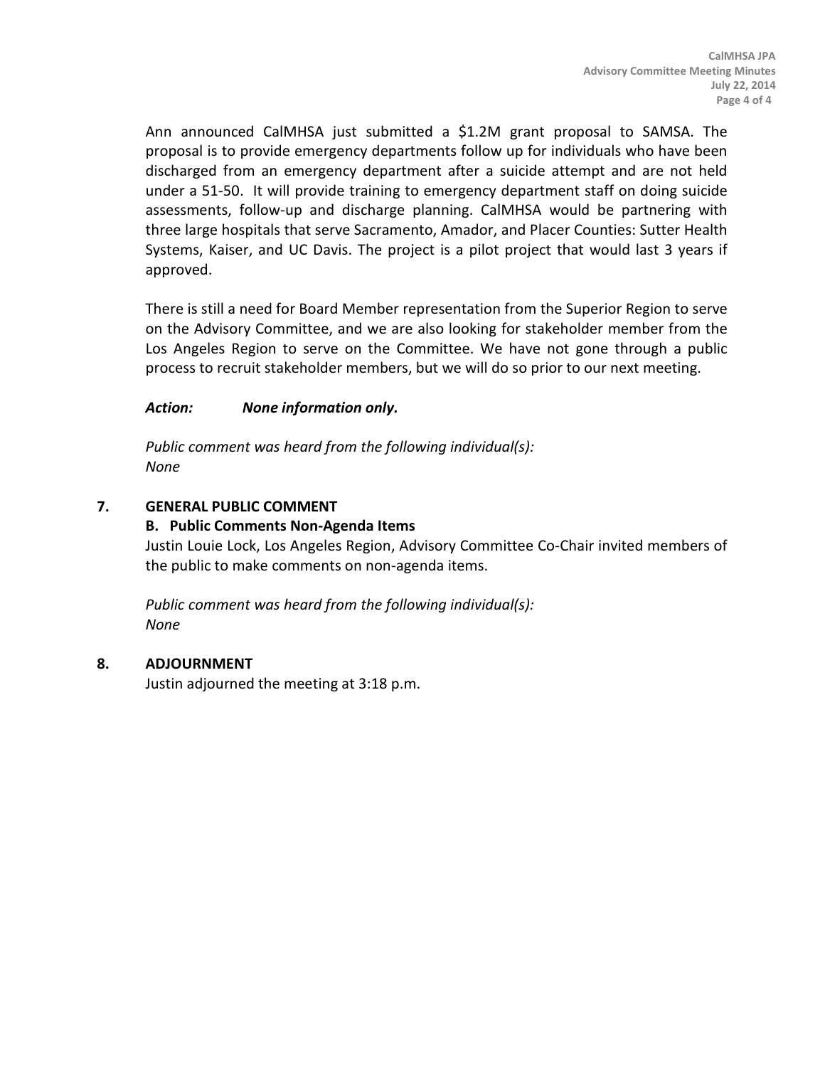Ann announced CalMHSA just submitted a $1.2M grant proposal to SAMSA. The proposal is to provide emergency departments follow up for individuals who have been discharged from an emergency department after a suicide attempt and are not held under a 51-50. It will provide training to emergency department staff on doing suicide assessments, follow-up and discharge planning. CalMHSA would be partnering with three large hospitals that serve Sacramento, Amador, and Placer Counties: Sutter Health Systems, Kaiser, and UC Davis. The project is a pilot project that would last 3 years if approved.

There is still a need for Board Member representation from the Superior Region to serve on the Advisory Committee, and we are also looking for stakeholder member from the Los Angeles Region to serve on the Committee. We have not gone through a public process to recruit stakeholder members, but we will do so prior to our next meeting.

***Action: None information only.***

*Public comment was heard from the following individual(s):*
*None*

## 7. GENERAL PUBLIC COMMENT

### B. Public Comments Non-Agenda Items

Justin Louie Lock, Los Angeles Region, Advisory Committee Co-Chair invited members of the public to make comments on non-agenda items.

*Public comment was heard from the following individual(s):*
*None*

## 8. ADJOURNMENT

Justin adjourned the meeting at 3:18 p.m.